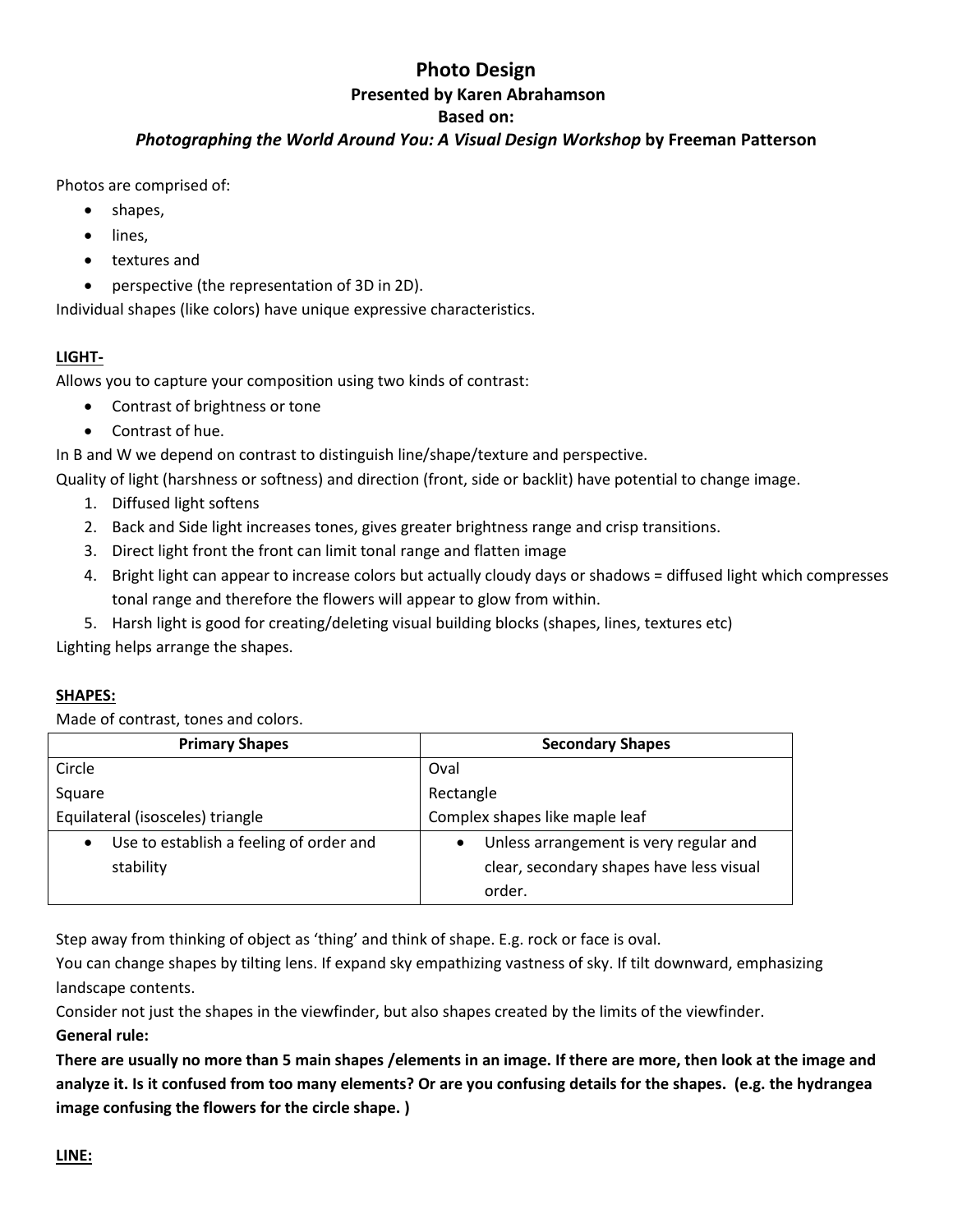# Photo Design

## Presented by Karen Abrahamson

## Based on:

## *Photographing the World Around You: A Visual Design Workshop* by Freeman Patterson

Photos are comprised of:

- shapes,
- lines,
- textures and
- perspective (the representation of 3D in 2D).

Individual shapes (like colors) have unique expressive characteristics.

**LIGHT-**

Allows you to capture your composition using two kinds of contrast:

- Contrast of brightness or tone
- Contrast of hue.

In B and W we depend on contrast to distinguish line/shape/texture and perspective.

Quality of light (harshness or softness) and direction (front, side or backlit) have potential to change image.

1. Diffused light softens
2. Back and Side light increases tones, gives greater brightness range and crisp transitions.
3. Direct light front the front can limit tonal range and flatten image
4. Bright light can appear to increase colors but actually cloudy days or shadows = diffused light which compresses tonal range and therefore the flowers will appear to glow from within.
5. Harsh light is good for creating/deleting visual building blocks (shapes, lines, textures etc)

Lighting helps arrange the shapes.

**SHAPES:**

Made of contrast, tones and colors.

| Primary Shapes | Secondary Shapes |
|---|---|
| Circle | Oval |
| Square | Rectangle |
| Equilateral (isosceles) triangle | Complex shapes like maple leaf |
| • Use to establish a feeling of order and stability | • Unless arrangement is very regular and clear, secondary shapes have less visual order. |

Step away from thinking of object as 'thing' and think of shape. E.g. rock or face is oval.

You can change shapes by tilting lens. If expand sky empathizing vastness of sky. If tilt downward, emphasizing landscape contents.

Consider not just the shapes in the viewfinder, but also shapes created by the limits of the viewfinder.

**General rule:**

**There are usually no more than 5 main shapes /elements in an image. If there are more, then look at the image and analyze it. Is it confused from too many elements? Or are you confusing details for the shapes. (e.g. the hydrangea image confusing the flowers for the circle shape. )**

**LINE:**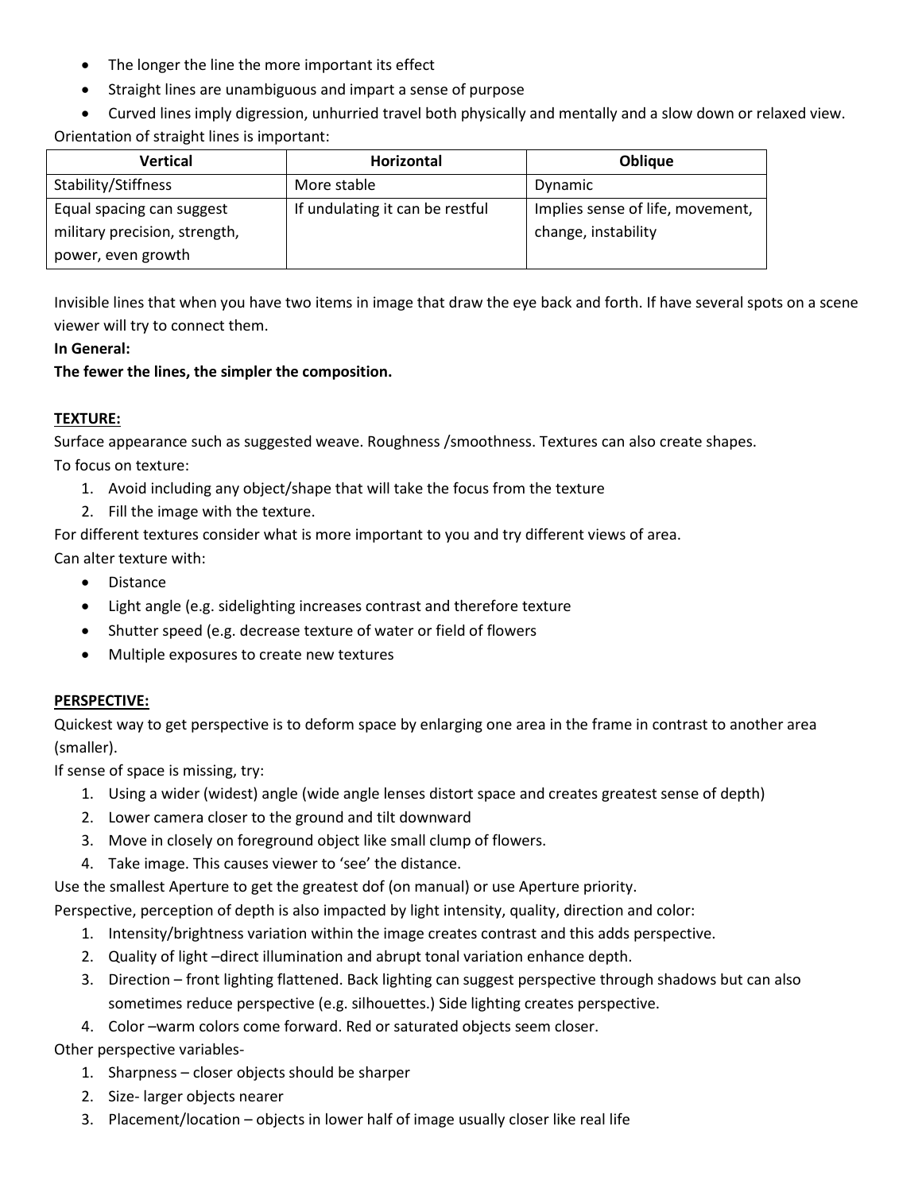- The longer the line the more important its effect
- Straight lines are unambiguous and impart a sense of purpose
- Curved lines imply digression, unhurried travel both physically and mentally and a slow down or relaxed view.

Orientation of straight lines is important:

| Vertical | Horizontal | Oblique |
|---|---|---|
| Stability/Stiffness | More stable | Dynamic |
| Equal spacing can suggest military precision, strength, power, even growth | If undulating it can be restful | Implies sense of life, movement, change, instability |

Invisible lines that when you have two items in image that draw the eye back and forth. If have several spots on a scene viewer will try to connect them.

**In General:**

**The fewer the lines, the simpler the composition.**

**TEXTURE:**

Surface appearance such as suggested weave. Roughness /smoothness. Textures can also create shapes.

To focus on texture:

1. Avoid including any object/shape that will take the focus from the texture
2. Fill the image with the texture.

For different textures consider what is more important to you and try different views of area.

Can alter texture with:

- Distance
- Light angle (e.g. sidelighting increases contrast and therefore texture
- Shutter speed (e.g. decrease texture of water or field of flowers
- Multiple exposures to create new textures

**PERSPECTIVE:**

Quickest way to get perspective is to deform space by enlarging one area in the frame in contrast to another area (smaller).

If sense of space is missing, try:

1. Using a wider (widest) angle (wide angle lenses distort space and creates greatest sense of depth)
2. Lower camera closer to the ground and tilt downward
3. Move in closely on foreground object like small clump of flowers.
4. Take image. This causes viewer to 'see' the distance.

Use the smallest Aperture to get the greatest dof (on manual) or use Aperture priority.

Perspective, perception of depth is also impacted by light intensity, quality, direction and color:

1. Intensity/brightness variation within the image creates contrast and this adds perspective.
2. Quality of light –direct illumination and abrupt tonal variation enhance depth.
3. Direction – front lighting flattened. Back lighting can suggest perspective through shadows but can also sometimes reduce perspective (e.g. silhouettes.) Side lighting creates perspective.
4. Color –warm colors come forward. Red or saturated objects seem closer.

Other perspective variables-

1. Sharpness – closer objects should be sharper
2. Size- larger objects nearer
3. Placement/location – objects in lower half of image usually closer like real life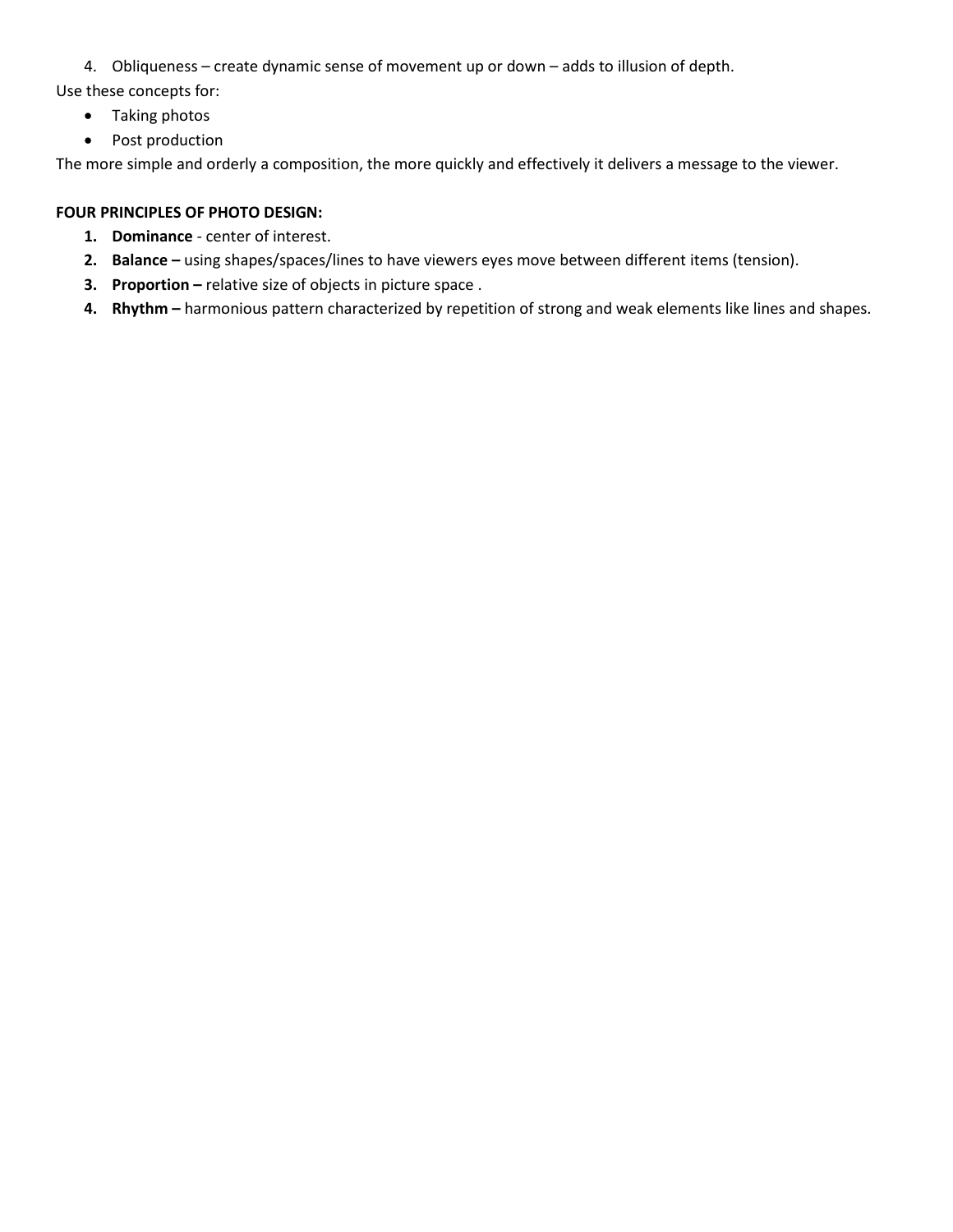4. Obliqueness – create dynamic sense of movement up or down – adds to illusion of depth.

Use these concepts for:

- Taking photos
- Post production

The more simple and orderly a composition, the more quickly and effectively it delivers a message to the viewer.

**FOUR PRINCIPLES OF PHOTO DESIGN:**

1. **Dominance** - center of interest.
2. **Balance –** using shapes/spaces/lines to have viewers eyes move between different items (tension).
3. **Proportion –** relative size of objects in picture space .
4. **Rhythm –** harmonious pattern characterized by repetition of strong and weak elements like lines and shapes.